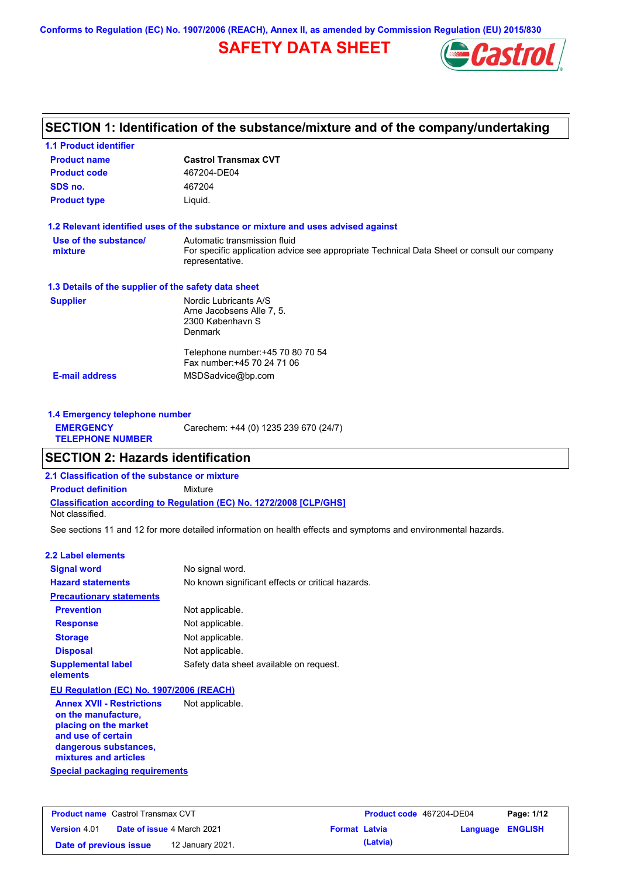Conforms to Regulation (EC) No. 1907/2006 (REACH), Annex II, as amended by Commission Regulation (EU) 2015/830

# SAFETY DATA SHEET

## SECTION 1: Identification of the substance/mixture and of the company/undertaking

### 1.1 Product identifier

**Product name** Castrol Transmax CVT

**Product code** 467204-DE04

**SDS no.** 467204

**Product type** Liquid.

### 1.2 Relevant identified uses of the substance or mixture and uses advised against

**Use of the substance/ mixture** Automatic transmission fluid
For specific application advice see appropriate Technical Data Sheet or consult our company representative.

### 1.3 Details of the supplier of the safety data sheet

**Supplier** Nordic Lubricants A/S
Arne Jacobsens Alle 7, 5.
2300 København S
Denmark

Telephone number:+45 70 80 70 54
Fax number:+45 70 24 71 06

**E-mail address** MSDSadvice@bp.com

### 1.4 Emergency telephone number

**EMERGENCY TELEPHONE NUMBER** Carechem: +44 (0) 1235 239 670 (24/7)

## SECTION 2: Hazards identification

### 2.1 Classification of the substance or mixture

**Product definition** Mixture

**Classification according to Regulation (EC) No. 1272/2008 [CLP/GHS]**
Not classified.

See sections 11 and 12 for more detailed information on health effects and symptoms and environmental hazards.

### 2.2 Label elements

**Signal word** No signal word.

**Hazard statements** No known significant effects or critical hazards.

**Precautionary statements**

**Prevention** Not applicable.

**Response** Not applicable.

**Storage** Not applicable.

**Disposal** Not applicable.

**Supplemental label elements** Safety data sheet available on request.

**EU Regulation (EC) No. 1907/2006 (REACH)**

**Annex XVII - Restrictions on the manufacture, placing on the market and use of certain dangerous substances, mixtures and articles** Not applicable.

**Special packaging requirements**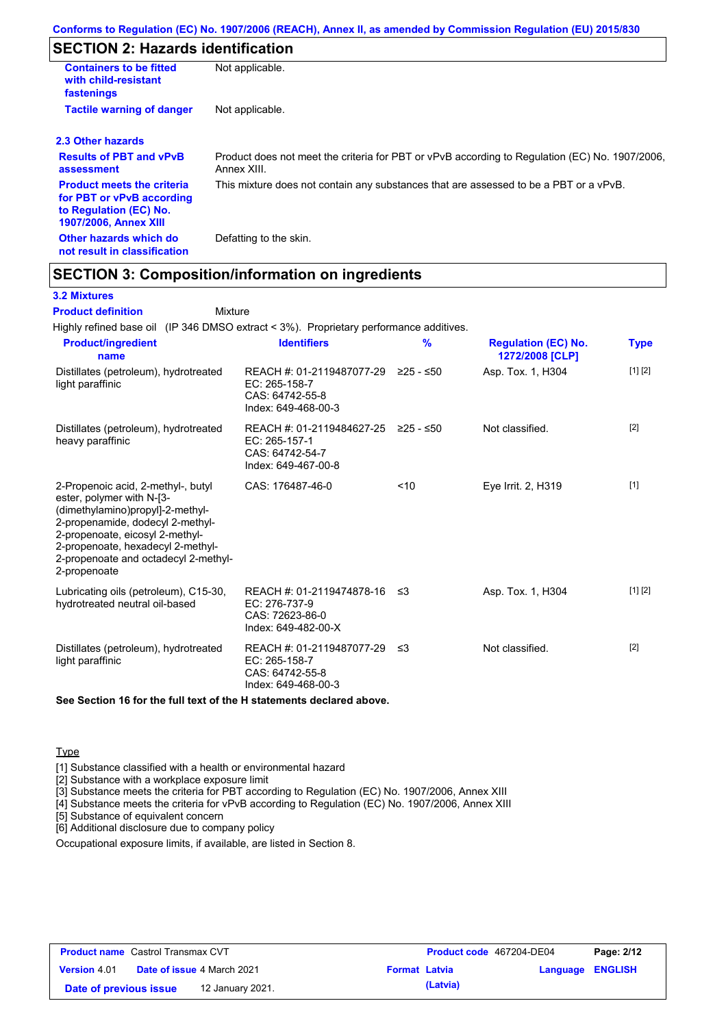## SECTION 2: Hazards identification

| | |
|---|---|
| **Containers to be fitted with child-resistant fastenings** | Not applicable. |
| **Tactile warning of danger** | Not applicable. |

### 2.3 Other hazards

| | |
|---|---|
| **Results of PBT and vPvB assessment** | Product does not meet the criteria for PBT or vPvB according to Regulation (EC) No. 1907/2006, Annex XIII. |
| **Product meets the criteria for PBT or vPvB according to Regulation (EC) No. 1907/2006, Annex XIII** | This mixture does not contain any substances that are assessed to be a PBT or a vPvB. |
| **Other hazards which do not result in classification** | Defatting to the skin. |

## SECTION 3: Composition/information on ingredients

### 3.2 Mixtures

**Product definition** Mixture

Highly refined base oil (IP 346 DMSO extract < 3%). Proprietary performance additives.

| Product/ingredient name | Identifiers | % | Regulation (EC) No. 1272/2008 [CLP] | Type |
|---|---|---|---|---|
| Distillates (petroleum), hydrotreated light paraffinic | REACH #: 01-2119487077-29 EC: 265-158-7 CAS: 64742-55-8 Index: 649-468-00-3 | ≥25 - ≤50 | Asp. Tox. 1, H304 | [1] [2] |
| Distillates (petroleum), hydrotreated heavy paraffinic | REACH #: 01-2119484627-25 EC: 265-157-1 CAS: 64742-54-7 Index: 649-467-00-8 | ≥25 - ≤50 | Not classified. | [2] |
| 2-Propenoic acid, 2-methyl-, butyl ester, polymer with N-[3-(dimethylamino)propyl]-2-methyl-2-propenamide, dodecyl 2-methyl-2-propenoate, eicosyl 2-methyl-2-propenoate, hexadecyl 2-methyl-2-propenoate and octadecyl 2-methyl-2-propenoate | CAS: 176487-46-0 | <10 | Eye Irrit. 2, H319 | [1] |
| Lubricating oils (petroleum), C15-30, hydrotreated neutral oil-based | REACH #: 01-2119474878-16 EC: 276-737-9 CAS: 72623-86-0 Index: 649-482-00-X | ≤3 | Asp. Tox. 1, H304 | [1] [2] |
| Distillates (petroleum), hydrotreated light paraffinic | REACH #: 01-2119487077-29 EC: 265-158-7 CAS: 64742-55-8 Index: 649-468-00-3 | ≤3 | Not classified. | [2] |

**See Section 16 for the full text of the H statements declared above.**

Type

[1] Substance classified with a health or environmental hazard
[2] Substance with a workplace exposure limit
[3] Substance meets the criteria for PBT according to Regulation (EC) No. 1907/2006, Annex XIII
[4] Substance meets the criteria for vPvB according to Regulation (EC) No. 1907/2006, Annex XIII
[5] Substance of equivalent concern
[6] Additional disclosure due to company policy

Occupational exposure limits, if available, are listed in Section 8.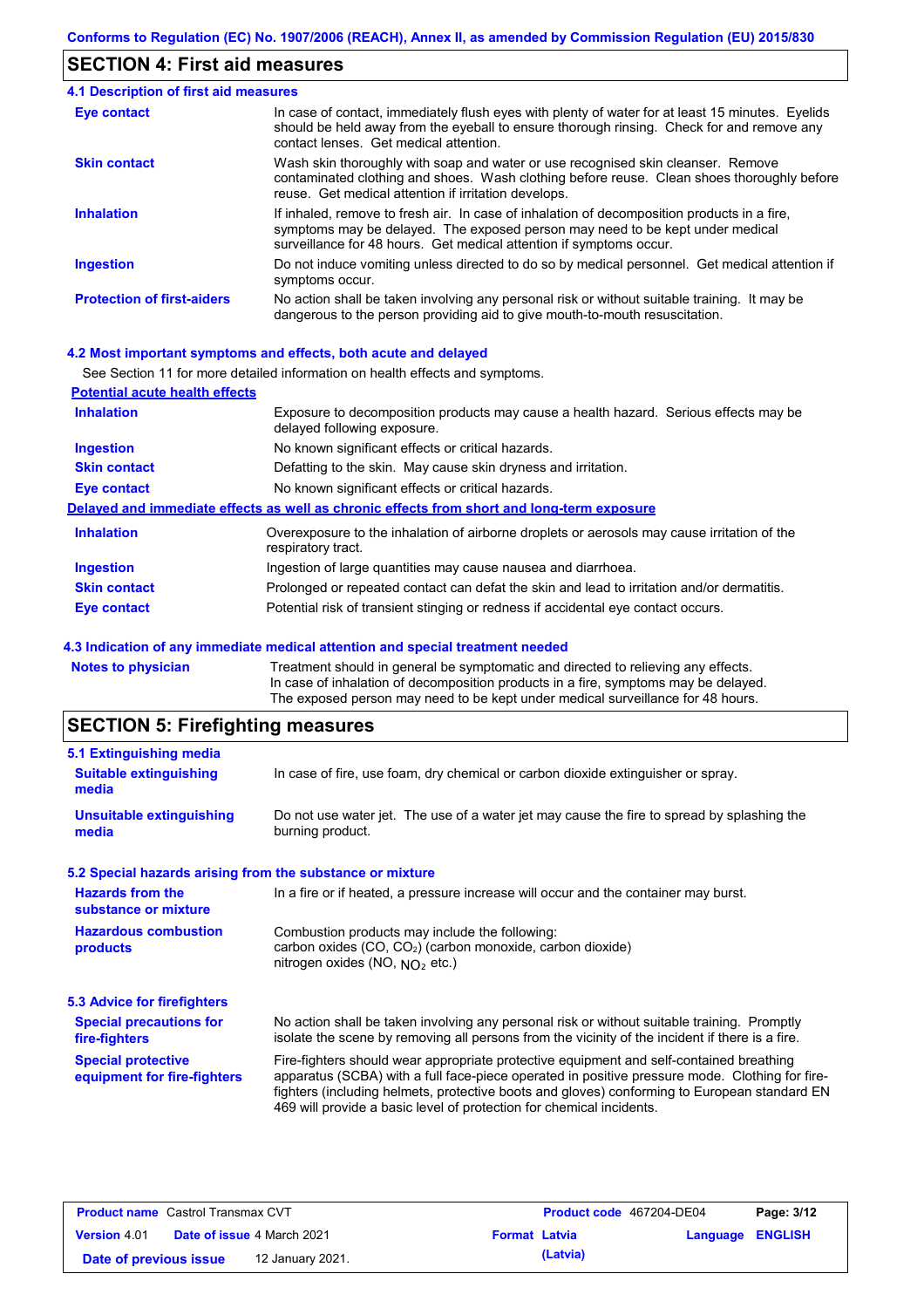## SECTION 4: First aid measures

### 4.1 Description of first aid measures

| | |
|---|---|
| **Eye contact** | In case of contact, immediately flush eyes with plenty of water for at least 15 minutes. Eyelids should be held away from the eyeball to ensure thorough rinsing. Check for and remove any contact lenses. Get medical attention. |
| **Skin contact** | Wash skin thoroughly with soap and water or use recognised skin cleanser. Remove contaminated clothing and shoes. Wash clothing before reuse. Clean shoes thoroughly before reuse. Get medical attention if irritation develops. |
| **Inhalation** | If inhaled, remove to fresh air. In case of inhalation of decomposition products in a fire, symptoms may be delayed. The exposed person may need to be kept under medical surveillance for 48 hours. Get medical attention if symptoms occur. |
| **Ingestion** | Do not induce vomiting unless directed to do so by medical personnel. Get medical attention if symptoms occur. |
| **Protection of first-aiders** | No action shall be taken involving any personal risk or without suitable training. It may be dangerous to the person providing aid to give mouth-to-mouth resuscitation. |

### 4.2 Most important symptoms and effects, both acute and delayed

See Section 11 for more detailed information on health effects and symptoms.

**Potential acute health effects**

| | |
|---|---|
| **Inhalation** | Exposure to decomposition products may cause a health hazard. Serious effects may be delayed following exposure. |
| **Ingestion** | No known significant effects or critical hazards. |
| **Skin contact** | Defatting to the skin. May cause skin dryness and irritation. |
| **Eye contact** | No known significant effects or critical hazards. |

**Delayed and immediate effects as well as chronic effects from short and long-term exposure**

| | |
|---|---|
| **Inhalation** | Overexposure to the inhalation of airborne droplets or aerosols may cause irritation of the respiratory tract. |
| **Ingestion** | Ingestion of large quantities may cause nausea and diarrhoea. |
| **Skin contact** | Prolonged or repeated contact can defat the skin and lead to irritation and/or dermatitis. |
| **Eye contact** | Potential risk of transient stinging or redness if accidental eye contact occurs. |

### 4.3 Indication of any immediate medical attention and special treatment needed

| | |
|---|---|
| **Notes to physician** | Treatment should in general be symptomatic and directed to relieving any effects. In case of inhalation of decomposition products in a fire, symptoms may be delayed. The exposed person may need to be kept under medical surveillance for 48 hours. |

## SECTION 5: Firefighting measures

### 5.1 Extinguishing media

| | |
|---|---|
| **Suitable extinguishing media** | In case of fire, use foam, dry chemical or carbon dioxide extinguisher or spray. |
| **Unsuitable extinguishing media** | Do not use water jet. The use of a water jet may cause the fire to spread by splashing the burning product. |

### 5.2 Special hazards arising from the substance or mixture

| | |
|---|---|
| **Hazards from the substance or mixture** | In a fire or if heated, a pressure increase will occur and the container may burst. |
| **Hazardous combustion products** | Combustion products may include the following: carbon oxides (CO, $CO_2$) (carbon monoxide, carbon dioxide) nitrogen oxides (NO, $NO_2$ etc.) |

### 5.3 Advice for firefighters

| | |
|---|---|
| **Special precautions for fire-fighters** | No action shall be taken involving any personal risk or without suitable training. Promptly isolate the scene by removing all persons from the vicinity of the incident if there is a fire. |
| **Special protective equipment for fire-fighters** | Fire-fighters should wear appropriate protective equipment and self-contained breathing apparatus (SCBA) with a full face-piece operated in positive pressure mode. Clothing for fire-fighters (including helmets, protective boots and gloves) conforming to European standard EN 469 will provide a basic level of protection for chemical incidents. |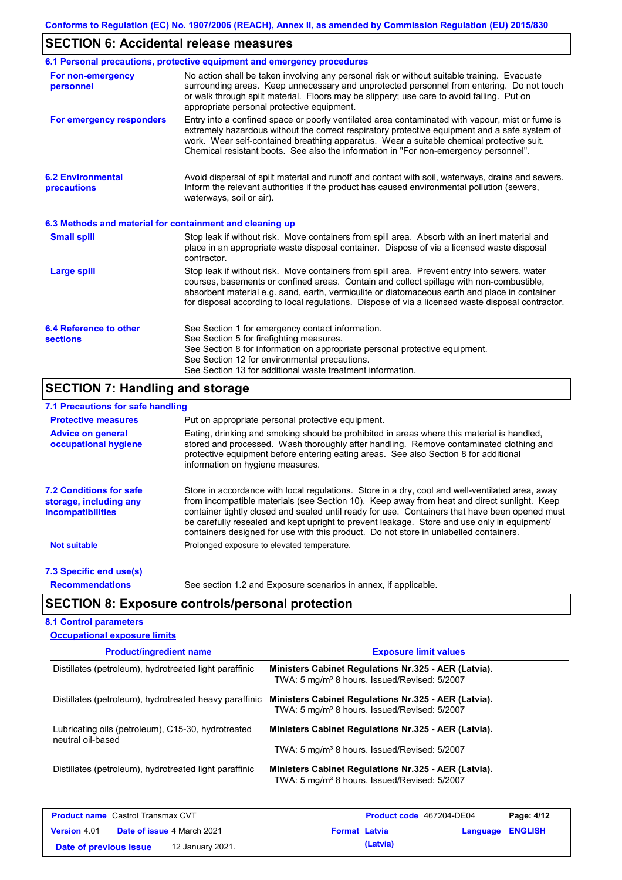## SECTION 6: Accidental release measures

### 6.1 Personal precautions, protective equipment and emergency procedures

**For non-emergency personnel**

No action shall be taken involving any personal risk or without suitable training. Evacuate surrounding areas. Keep unnecessary and unprotected personnel from entering. Do not touch or walk through spilt material. Floors may be slippery; use care to avoid falling. Put on appropriate personal protective equipment.

**For emergency responders**

Entry into a confined space or poorly ventilated area contaminated with vapour, mist or fume is extremely hazardous without the correct respiratory protective equipment and a safe system of work. Wear self-contained breathing apparatus. Wear a suitable chemical protective suit. Chemical resistant boots. See also the information in "For non-emergency personnel".

### 6.2 Environmental precautions

Avoid dispersal of spilt material and runoff and contact with soil, waterways, drains and sewers. Inform the relevant authorities if the product has caused environmental pollution (sewers, waterways, soil or air).

### 6.3 Methods and material for containment and cleaning up

**Small spill**

Stop leak if without risk. Move containers from spill area. Absorb with an inert material and place in an appropriate waste disposal container. Dispose of via a licensed waste disposal contractor.

**Large spill**

Stop leak if without risk. Move containers from spill area. Prevent entry into sewers, water courses, basements or confined areas. Contain and collect spillage with non-combustible, absorbent material e.g. sand, earth, vermiculite or diatomaceous earth and place in container for disposal according to local regulations. Dispose of via a licensed waste disposal contractor.

### 6.4 Reference to other sections

See Section 1 for emergency contact information.
See Section 5 for firefighting measures.
See Section 8 for information on appropriate personal protective equipment.
See Section 12 for environmental precautions.
See Section 13 for additional waste treatment information.

## SECTION 7: Handling and storage

### 7.1 Precautions for safe handling

**Protective measures**

Put on appropriate personal protective equipment.

**Advice on general occupational hygiene**

Eating, drinking and smoking should be prohibited in areas where this material is handled, stored and processed. Wash thoroughly after handling. Remove contaminated clothing and protective equipment before entering eating areas. See also Section 8 for additional information on hygiene measures.

### 7.2 Conditions for safe storage, including any incompatibilities

Store in accordance with local regulations. Store in a dry, cool and well-ventilated area, away from incompatible materials (see Section 10). Keep away from heat and direct sunlight. Keep container tightly closed and sealed until ready for use. Containers that have been opened must be carefully resealed and kept upright to prevent leakage. Store and use only in equipment/ containers designed for use with this product. Do not store in unlabelled containers.

**Not suitable**

Prolonged exposure to elevated temperature.

### 7.3 Specific end use(s)

**Recommendations**

See section 1.2 and Exposure scenarios in annex, if applicable.

## SECTION 8: Exposure controls/personal protection

### 8.1 Control parameters

**Occupational exposure limits**

| Product/ingredient name | Exposure limit values |
|---|---|
| Distillates (petroleum), hydrotreated light paraffinic | **Ministers Cabinet Regulations Nr.325 - AER (Latvia).** TWA: 5 mg/m³ 8 hours. Issued/Revised: 5/2007 |
| Distillates (petroleum), hydrotreated heavy paraffinic | **Ministers Cabinet Regulations Nr.325 - AER (Latvia).** TWA: 5 mg/m³ 8 hours. Issued/Revised: 5/2007 |
| Lubricating oils (petroleum), C15-30, hydrotreated neutral oil-based | **Ministers Cabinet Regulations Nr.325 - AER (Latvia).** TWA: 5 mg/m³ 8 hours. Issued/Revised: 5/2007 |
| Distillates (petroleum), hydrotreated light paraffinic | **Ministers Cabinet Regulations Nr.325 - AER (Latvia).** TWA: 5 mg/m³ 8 hours. Issued/Revised: 5/2007 |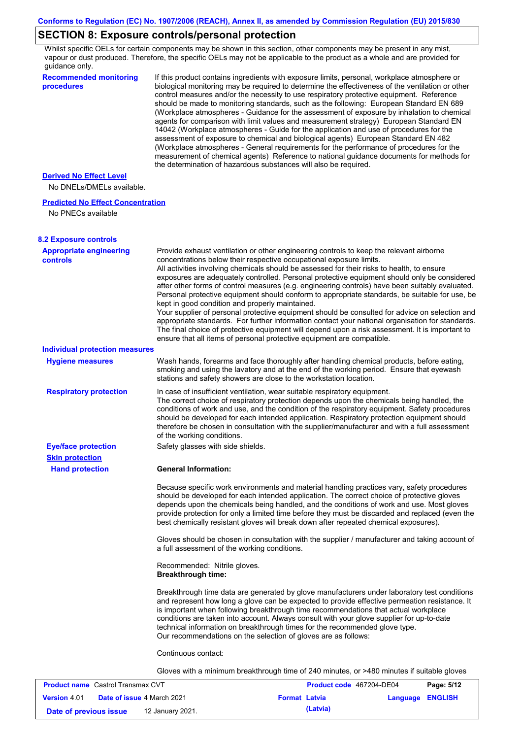## SECTION 8: Exposure controls/personal protection

Whilst specific OELs for certain components may be shown in this section, other components may be present in any mist, vapour or dust produced. Therefore, the specific OELs may not be applicable to the product as a whole and are provided for guidance only.

**Recommended monitoring procedures**

If this product contains ingredients with exposure limits, personal, workplace atmosphere or biological monitoring may be required to determine the effectiveness of the ventilation or other control measures and/or the necessity to use respiratory protective equipment. Reference should be made to monitoring standards, such as the following: European Standard EN 689 (Workplace atmospheres - Guidance for the assessment of exposure by inhalation to chemical agents for comparison with limit values and measurement strategy) European Standard EN 14042 (Workplace atmospheres - Guide for the application and use of procedures for the assessment of exposure to chemical and biological agents) European Standard EN 482 (Workplace atmospheres - General requirements for the performance of procedures for the measurement of chemical agents) Reference to national guidance documents for methods for the determination of hazardous substances will also be required.

**Derived No Effect Level**

No DNELs/DMELs available.

**Predicted No Effect Concentration**

No PNECs available

### 8.2 Exposure controls

**Appropriate engineering controls**

Provide exhaust ventilation or other engineering controls to keep the relevant airborne concentrations below their respective occupational exposure limits.
All activities involving chemicals should be assessed for their risks to health, to ensure exposures are adequately controlled. Personal protective equipment should only be considered after other forms of control measures (e.g. engineering controls) have been suitably evaluated. Personal protective equipment should conform to appropriate standards, be suitable for use, be kept in good condition and properly maintained.
Your supplier of personal protective equipment should be consulted for advice on selection and appropriate standards. For further information contact your national organisation for standards. The final choice of protective equipment will depend upon a risk assessment. It is important to ensure that all items of personal protective equipment are compatible.

**Individual protection measures**

**Hygiene measures**

Wash hands, forearms and face thoroughly after handling chemical products, before eating, smoking and using the lavatory and at the end of the working period. Ensure that eyewash stations and safety showers are close to the workstation location.

**Respiratory protection**

In case of insufficient ventilation, wear suitable respiratory equipment.
The correct choice of respiratory protection depends upon the chemicals being handled, the conditions of work and use, and the condition of the respiratory equipment. Safety procedures should be developed for each intended application. Respiratory protection equipment should therefore be chosen in consultation with the supplier/manufacturer and with a full assessment of the working conditions.

**Eye/face protection**

Safety glasses with side shields.

**Skin protection**

**Hand protection**

**General Information:**

Because specific work environments and material handling practices vary, safety procedures should be developed for each intended application. The correct choice of protective gloves depends upon the chemicals being handled, and the conditions of work and use. Most gloves provide protection for only a limited time before they must be discarded and replaced (even the best chemically resistant gloves will break down after repeated chemical exposures).

Gloves should be chosen in consultation with the supplier / manufacturer and taking account of a full assessment of the working conditions.

Recommended: Nitrile gloves.
**Breakthrough time:**

Breakthrough time data are generated by glove manufacturers under laboratory test conditions and represent how long a glove can be expected to provide effective permeation resistance. It is important when following breakthrough time recommendations that actual workplace conditions are taken into account. Always consult with your glove supplier for up-to-date technical information on breakthrough times for the recommended glove type.
Our recommendations on the selection of gloves are as follows:

Continuous contact:

Gloves with a minimum breakthrough time of 240 minutes, or >480 minutes if suitable gloves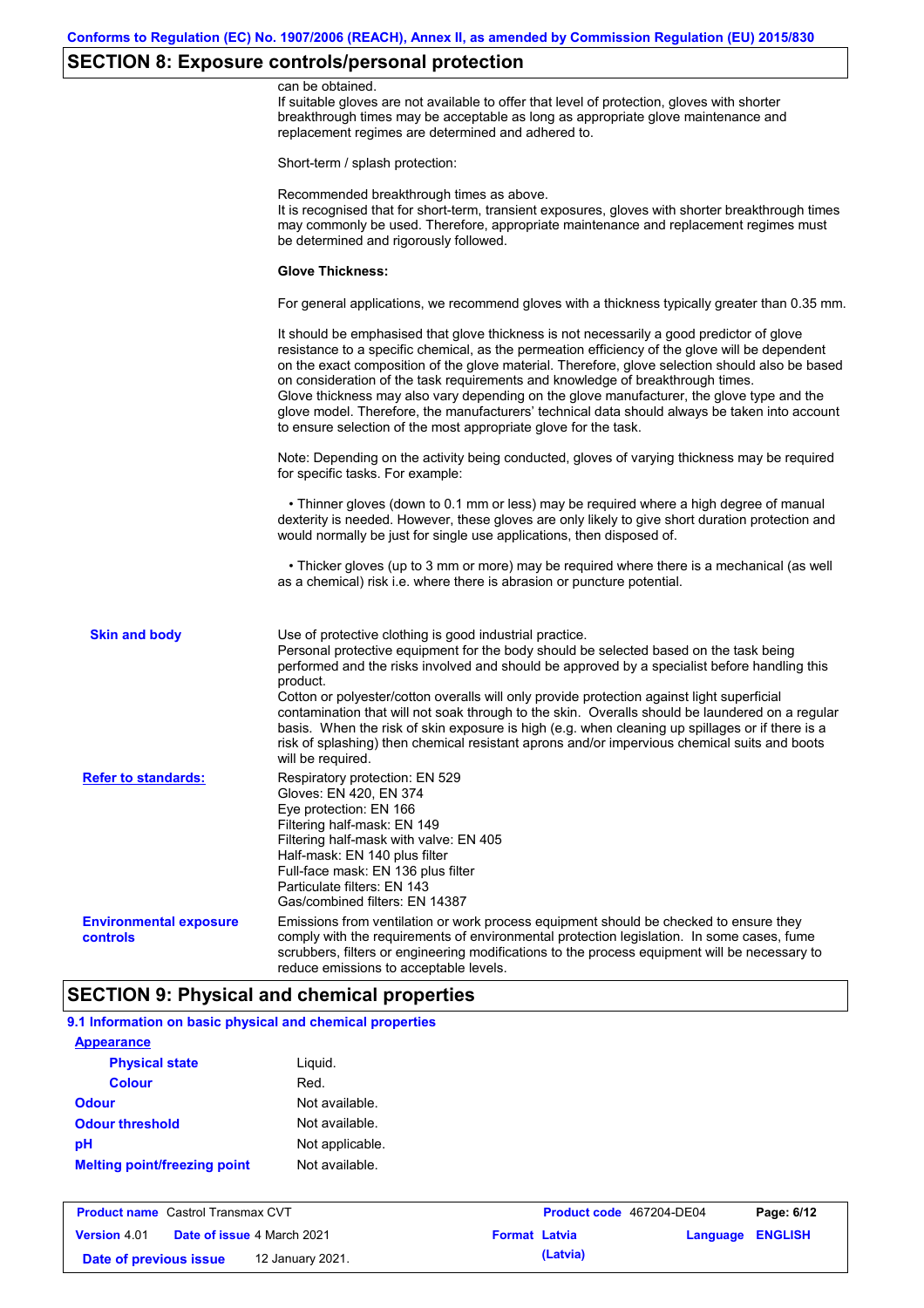## SECTION 8: Exposure controls/personal protection

can be obtained.
If suitable gloves are not available to offer that level of protection, gloves with shorter breakthrough times may be acceptable as long as appropriate glove maintenance and replacement regimes are determined and adhered to.

Short-term / splash protection:

Recommended breakthrough times as above.
It is recognised that for short-term, transient exposures, gloves with shorter breakthrough times may commonly be used. Therefore, appropriate maintenance and replacement regimes must be determined and rigorously followed.

**Glove Thickness:**

For general applications, we recommend gloves with a thickness typically greater than 0.35 mm.

It should be emphasised that glove thickness is not necessarily a good predictor of glove resistance to a specific chemical, as the permeation efficiency of the glove will be dependent on the exact composition of the glove material. Therefore, glove selection should also be based on consideration of the task requirements and knowledge of breakthrough times.
Glove thickness may also vary depending on the glove manufacturer, the glove type and the glove model. Therefore, the manufacturers' technical data should always be taken into account to ensure selection of the most appropriate glove for the task.

Note: Depending on the activity being conducted, gloves of varying thickness may be required for specific tasks. For example:

- Thinner gloves (down to 0.1 mm or less) may be required where a high degree of manual dexterity is needed. However, these gloves are only likely to give short duration protection and would normally be just for single use applications, then disposed of.

- Thicker gloves (up to 3 mm or more) may be required where there is a mechanical (as well as a chemical) risk i.e. where there is abrasion or puncture potential.

**Skin and body**

Use of protective clothing is good industrial practice.
Personal protective equipment for the body should be selected based on the task being performed and the risks involved and should be approved by a specialist before handling this product.
Cotton or polyester/cotton overalls will only provide protection against light superficial contamination that will not soak through to the skin. Overalls should be laundered on a regular basis. When the risk of skin exposure is high (e.g. when cleaning up spillages or if there is a risk of splashing) then chemical resistant aprons and/or impervious chemical suits and boots will be required.

**Refer to standards:**

Respiratory protection: EN 529
Gloves: EN 420, EN 374
Eye protection: EN 166
Filtering half-mask: EN 149
Filtering half-mask with valve: EN 405
Half-mask: EN 140 plus filter
Full-face mask: EN 136 plus filter
Particulate filters: EN 143
Gas/combined filters: EN 14387

**Environmental exposure controls**

Emissions from ventilation or work process equipment should be checked to ensure they comply with the requirements of environmental protection legislation. In some cases, fume scrubbers, filters or engineering modifications to the process equipment will be necessary to reduce emissions to acceptable levels.

## SECTION 9: Physical and chemical properties

### 9.1 Information on basic physical and chemical properties

**Appearance**

| | |
|---|---|
| **Physical state** | Liquid. |
| **Colour** | Red. |
| **Odour** | Not available. |
| **Odour threshold** | Not available. |
| **pH** | Not applicable. |
| **Melting point/freezing point** | Not available. |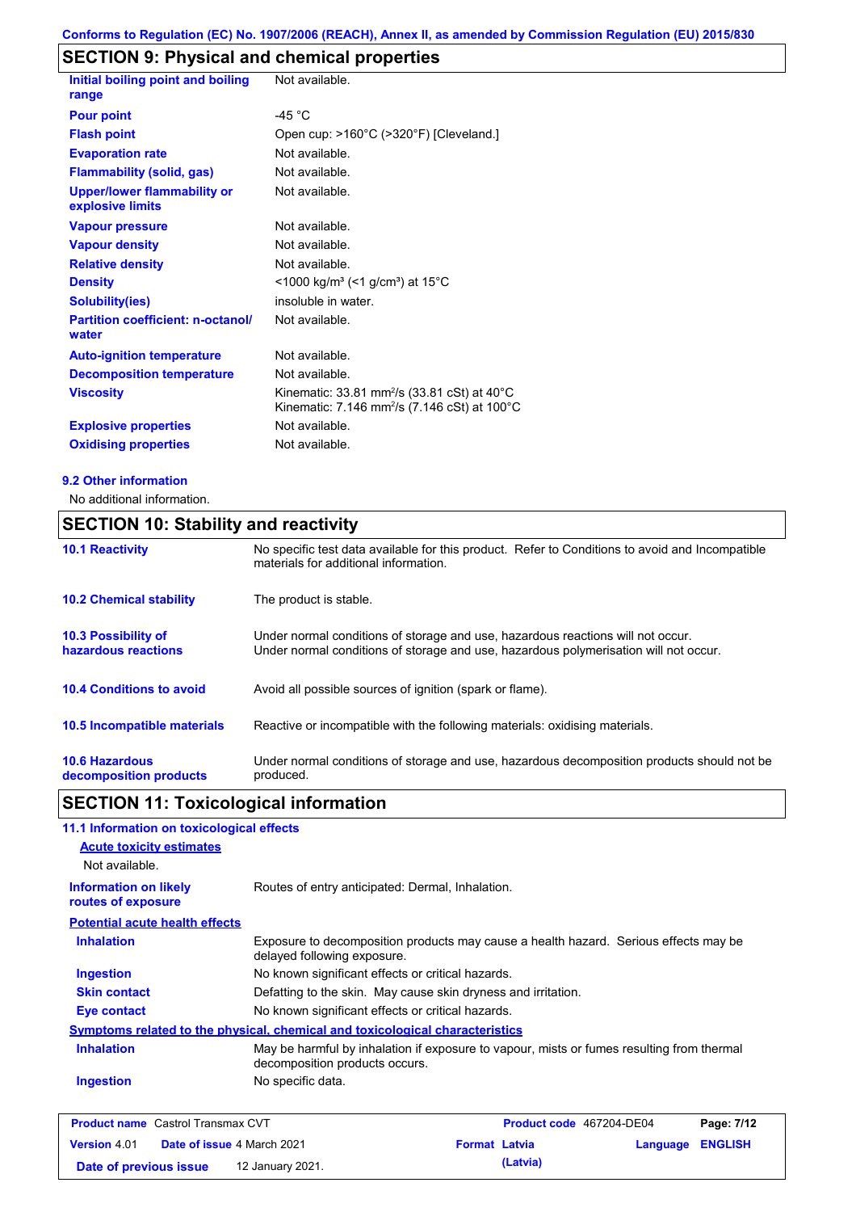## SECTION 9: Physical and chemical properties

| | |
|---|---|
| **Initial boiling point and boiling range** | Not available. |
| **Pour point** | -45 °C |
| **Flash point** | Open cup: >160°C (>320°F) [Cleveland.] |
| **Evaporation rate** | Not available. |
| **Flammability (solid, gas)** | Not available. |
| **Upper/lower flammability or explosive limits** | Not available. |
| **Vapour pressure** | Not available. |
| **Vapour density** | Not available. |
| **Relative density** | Not available. |
| **Density** | <1000 kg/m³ (<1 g/cm³) at 15°C |
| **Solubility(ies)** | insoluble in water. |
| **Partition coefficient: n-octanol/ water** | Not available. |
| **Auto-ignition temperature** | Not available. |
| **Decomposition temperature** | Not available. |
| **Viscosity** | Kinematic: 33.81 mm²/s (33.81 cSt) at 40°C<br>Kinematic: 7.146 mm²/s (7.146 cSt) at 100°C |
| **Explosive properties** | Not available. |
| **Oxidising properties** | Not available. |

### 9.2 Other information

No additional information.

## SECTION 10: Stability and reactivity

| | |
|---|---|
| **10.1 Reactivity** | No specific test data available for this product. Refer to Conditions to avoid and Incompatible materials for additional information. |
| **10.2 Chemical stability** | The product is stable. |
| **10.3 Possibility of hazardous reactions** | Under normal conditions of storage and use, hazardous reactions will not occur.<br>Under normal conditions of storage and use, hazardous polymerisation will not occur. |
| **10.4 Conditions to avoid** | Avoid all possible sources of ignition (spark or flame). |
| **10.5 Incompatible materials** | Reactive or incompatible with the following materials: oxidising materials. |
| **10.6 Hazardous decomposition products** | Under normal conditions of storage and use, hazardous decomposition products should not be produced. |

## SECTION 11: Toxicological information

### 11.1 Information on toxicological effects

**Acute toxicity estimates**

Not available.

| | |
|---|---|
| **Information on likely routes of exposure** | Routes of entry anticipated: Dermal, Inhalation. |

**Potential acute health effects**

| | |
|---|---|
| **Inhalation** | Exposure to decomposition products may cause a health hazard. Serious effects may be delayed following exposure. |
| **Ingestion** | No known significant effects or critical hazards. |
| **Skin contact** | Defatting to the skin. May cause skin dryness and irritation. |
| **Eye contact** | No known significant effects or critical hazards. |

**Symptoms related to the physical, chemical and toxicological characteristics**

| | |
|---|---|
| **Inhalation** | May be harmful by inhalation if exposure to vapour, mists or fumes resulting from thermal decomposition products occurs. |
| **Ingestion** | No specific data. |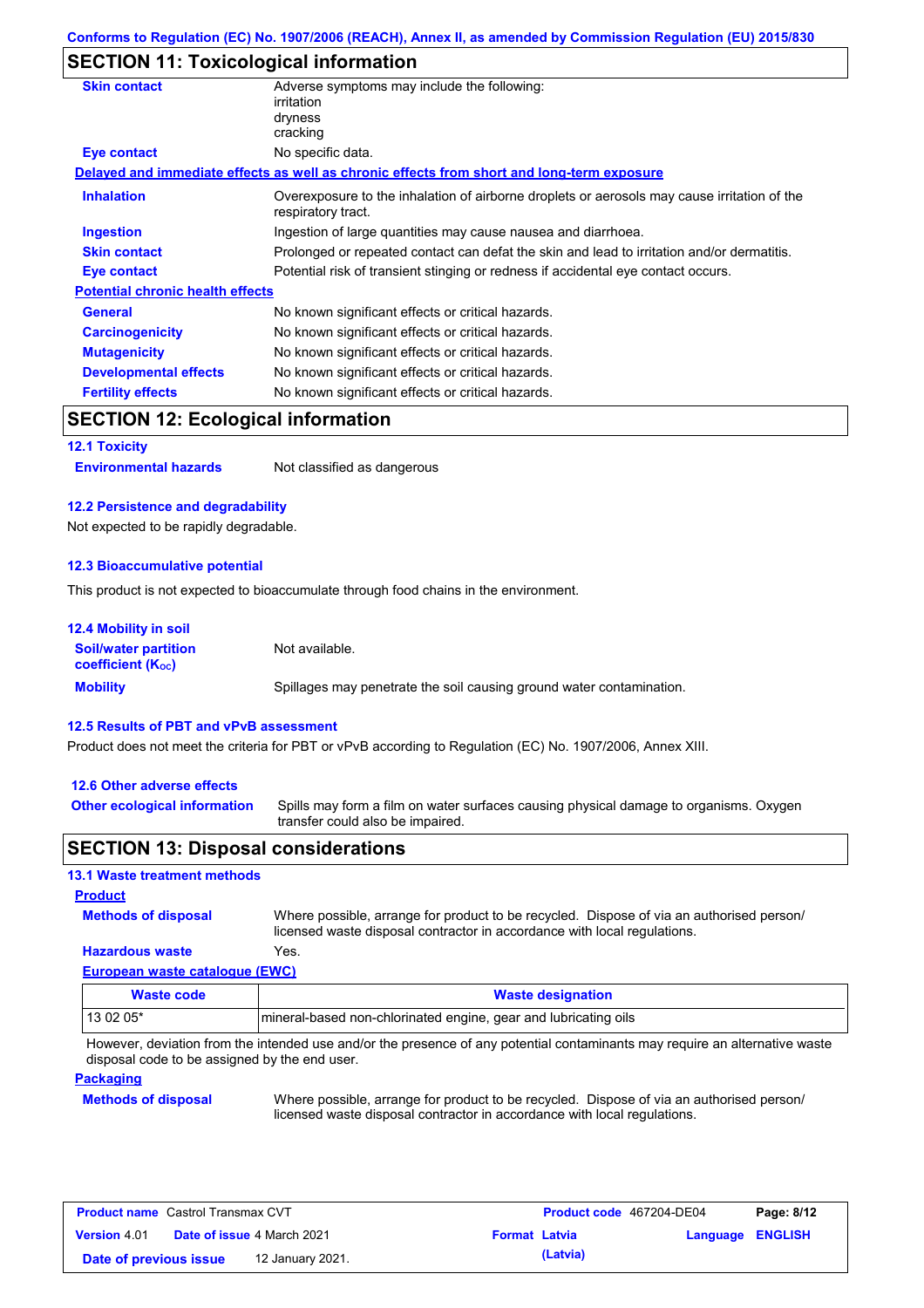## SECTION 11: Toxicological information

**Skin contact** Adverse symptoms may include the following:
irritation
dryness
cracking

**Eye contact** No specific data.

**Delayed and immediate effects as well as chronic effects from short and long-term exposure**

**Inhalation** Overexposure to the inhalation of airborne droplets or aerosols may cause irritation of the respiratory tract.

**Ingestion** Ingestion of large quantities may cause nausea and diarrhoea.

**Skin contact** Prolonged or repeated contact can defat the skin and lead to irritation and/or dermatitis.

**Eye contact** Potential risk of transient stinging or redness if accidental eye contact occurs.

**Potential chronic health effects**

**General** No known significant effects or critical hazards.

**Carcinogenicity** No known significant effects or critical hazards.

**Mutagenicity** No known significant effects or critical hazards.

**Developmental effects** No known significant effects or critical hazards.

**Fertility effects** No known significant effects or critical hazards.

## SECTION 12: Ecological information

### 12.1 Toxicity

**Environmental hazards** Not classified as dangerous

### 12.2 Persistence and degradability

Not expected to be rapidly degradable.

### 12.3 Bioaccumulative potential

This product is not expected to bioaccumulate through food chains in the environment.

### 12.4 Mobility in soil

**Soil/water partition coefficient ($K_{OC}$)** Not available.

**Mobility** Spillages may penetrate the soil causing ground water contamination.

### 12.5 Results of PBT and vPvB assessment

Product does not meet the criteria for PBT or vPvB according to Regulation (EC) No. 1907/2006, Annex XIII.

### 12.6 Other adverse effects

**Other ecological information** Spills may form a film on water surfaces causing physical damage to organisms. Oxygen transfer could also be impaired.

## SECTION 13: Disposal considerations

### 13.1 Waste treatment methods

**Product**

**Methods of disposal** Where possible, arrange for product to be recycled. Dispose of via an authorised person/ licensed waste disposal contractor in accordance with local regulations.

**Hazardous waste** Yes.

**European waste catalogue (EWC)**

| Waste code | Waste designation |
|---|---|
| 13 02 05* | mineral-based non-chlorinated engine, gear and lubricating oils |

However, deviation from the intended use and/or the presence of any potential contaminants may require an alternative waste disposal code to be assigned by the end user.

**Packaging**

**Methods of disposal** Where possible, arrange for product to be recycled. Dispose of via an authorised person/ licensed waste disposal contractor in accordance with local regulations.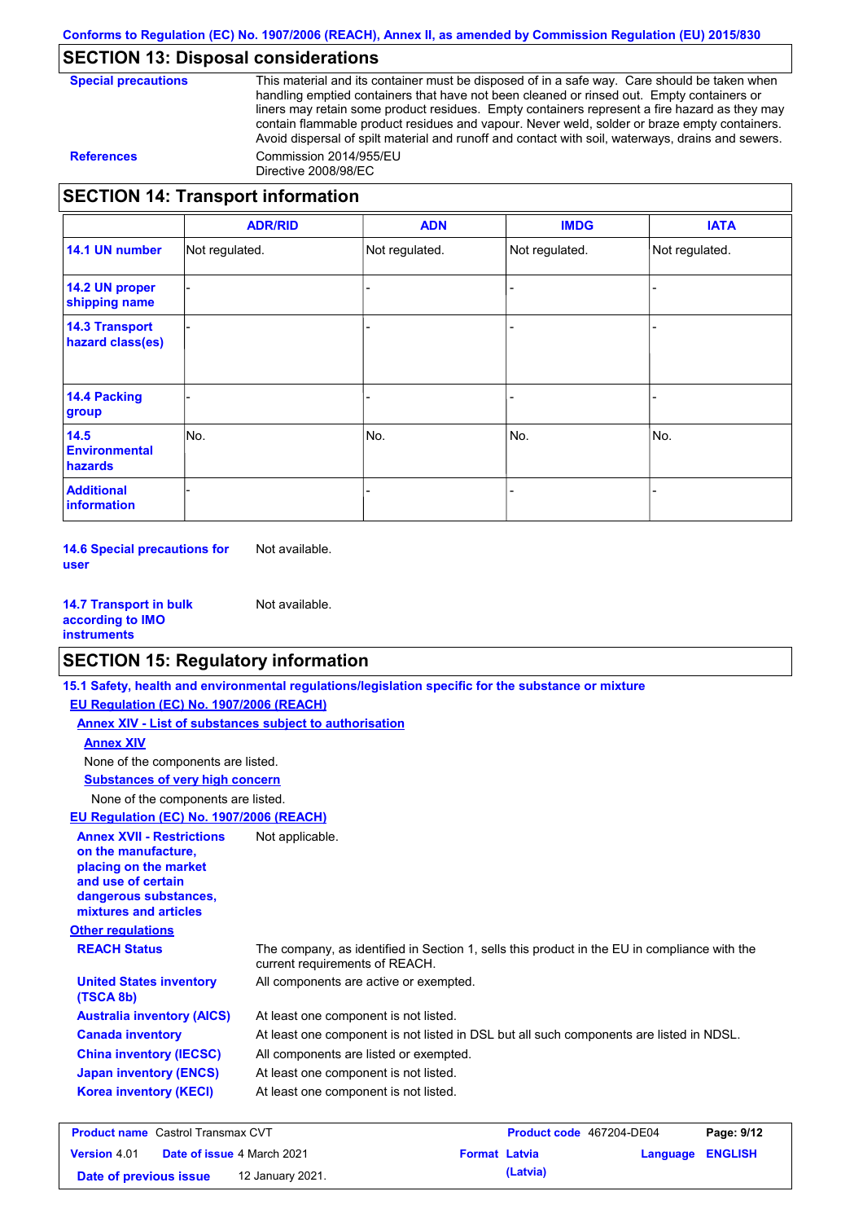## SECTION 13: Disposal considerations

**Special precautions** This material and its container must be disposed of in a safe way. Care should be taken when handling emptied containers that have not been cleaned or rinsed out. Empty containers or liners may retain some product residues. Empty containers represent a fire hazard as they may contain flammable product residues and vapour. Never weld, solder or braze empty containers. Avoid dispersal of spilt material and runoff and contact with soil, waterways, drains and sewers.

**References** Commission 2014/955/EU
Directive 2008/98/EC

## SECTION 14: Transport information

| | ADR/RID | ADN | IMDG | IATA |
|---|---|---|---|---|
| **14.1 UN number** | Not regulated. | Not regulated. | Not regulated. | Not regulated. |
| **14.2 UN proper shipping name** | - | - | - | - |
| **14.3 Transport hazard class(es)** | - | - | - | - |
| **14.4 Packing group** | - | - | - | - |
| **14.5 Environmental hazards** | No. | No. | No. | No. |
| **Additional information** | - | - | - | - |

**14.6 Special precautions for user** Not available.

**14.7 Transport in bulk according to IMO instruments** Not available.

## SECTION 15: Regulatory information

**15.1 Safety, health and environmental regulations/legislation specific for the substance or mixture**

**EU Regulation (EC) No. 1907/2006 (REACH)**

**Annex XIV - List of substances subject to authorisation**

**Annex XIV**

None of the components are listed.

**Substances of very high concern**

None of the components are listed.

**EU Regulation (EC) No. 1907/2006 (REACH)**

**Annex XVII - Restrictions on the manufacture, placing on the market and use of certain dangerous substances, mixtures and articles** Not applicable.

**Other regulations**

**REACH Status** The company, as identified in Section 1, sells this product in the EU in compliance with the current requirements of REACH.

**United States inventory (TSCA 8b)** All components are active or exempted.

**Australia inventory (AICS)** At least one component is not listed.

**Canada inventory** At least one component is not listed in DSL but all such components are listed in NDSL.

**China inventory (IECSC)** All components are listed or exempted.

**Japan inventory (ENCS)** At least one component is not listed.

**Korea inventory (KECI)** At least one component is not listed.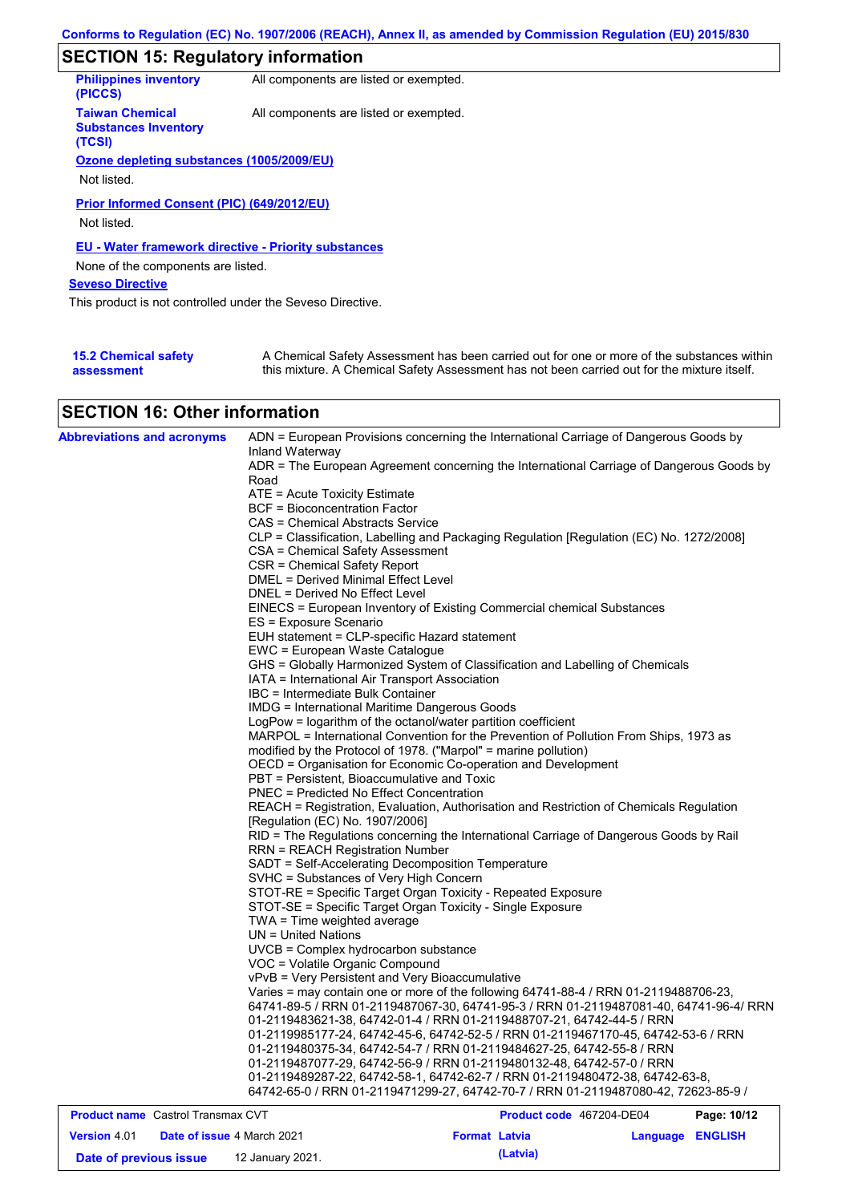## SECTION 15: Regulatory information

**Philippines inventory (PICCS)** All components are listed or exempted.

**Taiwan Chemical Substances Inventory (TCSI)** All components are listed or exempted.

**Ozone depleting substances (1005/2009/EU)**

Not listed.

**Prior Informed Consent (PIC) (649/2012/EU)**

Not listed.

**EU - Water framework directive - Priority substances**

None of the components are listed.

**Seveso Directive**

This product is not controlled under the Seveso Directive.

**15.2 Chemical safety assessment** A Chemical Safety Assessment has been carried out for one or more of the substances within this mixture. A Chemical Safety Assessment has not been carried out for the mixture itself.

## SECTION 16: Other information

**Abbreviations and acronyms**

ADN = European Provisions concerning the International Carriage of Dangerous Goods by Inland Waterway
ADR = The European Agreement concerning the International Carriage of Dangerous Goods by Road
ATE = Acute Toxicity Estimate
BCF = Bioconcentration Factor
CAS = Chemical Abstracts Service
CLP = Classification, Labelling and Packaging Regulation [Regulation (EC) No. 1272/2008]
CSA = Chemical Safety Assessment
CSR = Chemical Safety Report
DMEL = Derived Minimal Effect Level
DNEL = Derived No Effect Level
EINECS = European Inventory of Existing Commercial chemical Substances
ES = Exposure Scenario
EUH statement = CLP-specific Hazard statement
EWC = European Waste Catalogue
GHS = Globally Harmonized System of Classification and Labelling of Chemicals
IATA = International Air Transport Association
IBC = Intermediate Bulk Container
IMDG = International Maritime Dangerous Goods
LogPow = logarithm of the octanol/water partition coefficient
MARPOL = International Convention for the Prevention of Pollution From Ships, 1973 as modified by the Protocol of 1978. ("Marpol" = marine pollution)
OECD = Organisation for Economic Co-operation and Development
PBT = Persistent, Bioaccumulative and Toxic
PNEC = Predicted No Effect Concentration
REACH = Registration, Evaluation, Authorisation and Restriction of Chemicals Regulation [Regulation (EC) No. 1907/2006]
RID = The Regulations concerning the International Carriage of Dangerous Goods by Rail
RRN = REACH Registration Number
SADT = Self-Accelerating Decomposition Temperature
SVHC = Substances of Very High Concern
STOT-RE = Specific Target Organ Toxicity - Repeated Exposure
STOT-SE = Specific Target Organ Toxicity - Single Exposure
TWA = Time weighted average
UN = United Nations
UVCB = Complex hydrocarbon substance
VOC = Volatile Organic Compound
vPvB = Very Persistent and Very Bioaccumulative
Varies = may contain one or more of the following 64741-88-4 / RRN 01-2119488706-23, 64741-89-5 / RRN 01-2119487067-30, 64741-95-3 / RRN 01-2119487081-40, 64741-96-4/ RRN 01-2119483621-38, 64742-01-4 / RRN 01-2119488707-21, 64742-44-5 / RRN 01-2119985177-24, 64742-45-6, 64742-52-5 / RRN 01-2119467170-45, 64742-53-6 / RRN 01-2119480375-34, 64742-54-7 / RRN 01-2119484627-25, 64742-55-8 / RRN 01-2119487077-29, 64742-56-9 / RRN 01-2119480132-48, 64742-57-0 / RRN 01-2119489287-22, 64742-58-1, 64742-62-7 / RRN 01-2119480472-38, 64742-63-8, 64742-65-0 / RRN 01-2119471299-27, 64742-70-7 / RRN 01-2119487080-42, 72623-85-9 /

| Product name Castrol Transmax CVT | | Product code 467204-DE04 | |
|---|---|---|---|
| Version 4.01 | Date of issue 4 March 2021 | Format Latvia (Latvia) | Language ENGLISH |
| Date of previous issue | 12 January 2021. | | |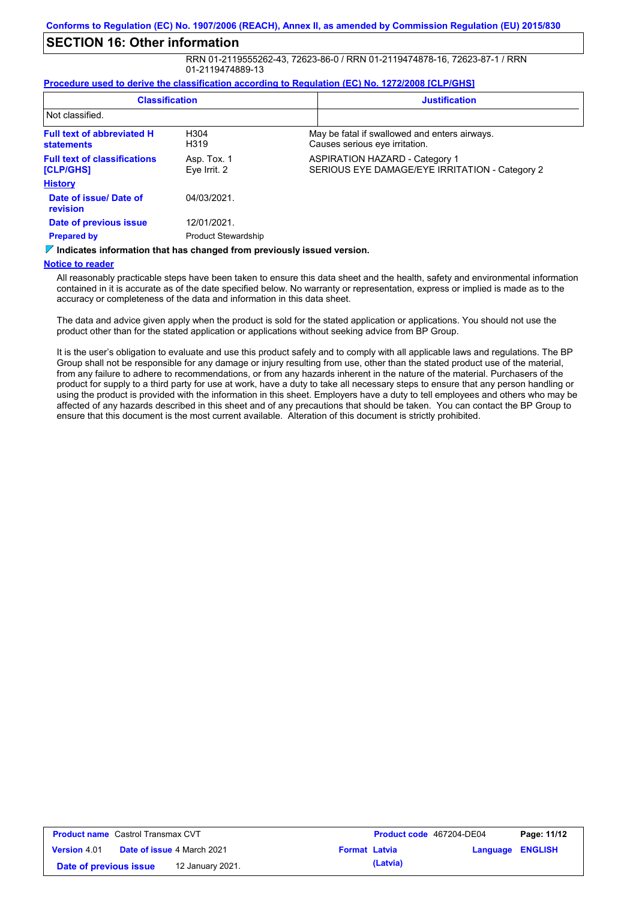Conforms to Regulation (EC) No. 1907/2006 (REACH), Annex II, as amended by Commission Regulation (EU) 2015/830

## SECTION 16: Other information

RRN 01-2119555262-43, 72623-86-0 / RRN 01-2119474878-16, 72623-87-1 / RRN 01-2119474889-13

**Procedure used to derive the classification according to Regulation (EC) No. 1272/2008 [CLP/GHS]**

| Classification | Justification |
|---|---|
| Not classified. | |

| | | |
|---|---|---|
| **Full text of abbreviated H statements** | H304<br>H319 | May be fatal if swallowed and enters airways.<br>Causes serious eye irritation. |
| **Full text of classifications [CLP/GHS]** | Asp. Tox. 1<br>Eye Irrit. 2 | ASPIRATION HAZARD - Category 1<br>SERIOUS EYE DAMAGE/EYE IRRITATION - Category 2 |

**History**

| | |
|---|---|
| **Date of issue/ Date of revision** | 04/03/2021. |
| **Date of previous issue** | 12/01/2021. |
| **Prepared by** | Product Stewardship |

**Indicates information that has changed from previously issued version.**

**Notice to reader**

All reasonably practicable steps have been taken to ensure this data sheet and the health, safety and environmental information contained in it is accurate as of the date specified below. No warranty or representation, express or implied is made as to the accuracy or completeness of the data and information in this data sheet.

The data and advice given apply when the product is sold for the stated application or applications. You should not use the product other than for the stated application or applications without seeking advice from BP Group.

It is the user's obligation to evaluate and use this product safely and to comply with all applicable laws and regulations. The BP Group shall not be responsible for any damage or injury resulting from use, other than the stated product use of the material, from any failure to adhere to recommendations, or from any hazards inherent in the nature of the material. Purchasers of the product for supply to a third party for use at work, have a duty to take all necessary steps to ensure that any person handling or using the product is provided with the information in this sheet. Employers have a duty to tell employees and others who may be affected of any hazards described in this sheet and of any precautions that should be taken. You can contact the BP Group to ensure that this document is the most current available. Alteration of this document is strictly prohibited.